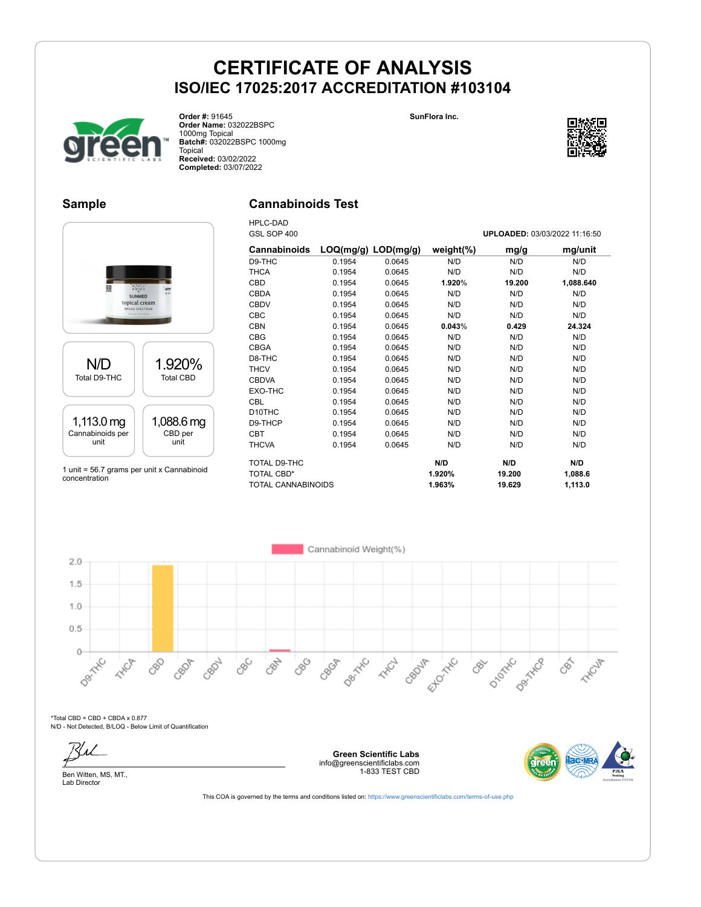# CERTIFICATE OF ANALYSIS

## ISO/IEC 17025:2017 ACCREDITATION #103104

**Order #:** 91645
**Order Name:** 032022BSPC 1000mg Topical
**Batch#:** 032022BSPC 1000mg Topical
**Received:** 03/02/2022
**Completed:** 03/07/2022

**SunFlora Inc.**

## Sample

| N/D | 1.920% |
|---|---|
| Total D9-THC | Total CBD |

| 1,113.0 mg | 1,088.6 mg |
|---|---|
| Cannabinoids per unit | CBD per unit |

1 unit = 56.7 grams per unit x Cannabinoid concentration

## Cannabinoids Test

HPLC-DAD
GSL SOP 400

**UPLOADED:** 03/03/2022 11:16:50

| Cannabinoids | LOQ(mg/g) | LOD(mg/g) | weight(%) | mg/g | mg/unit |
|---|---|---|---|---|---|
| D9-THC | 0.1954 | 0.0645 | N/D | N/D | N/D |
| THCA | 0.1954 | 0.0645 | N/D | N/D | N/D |
| CBD | 0.1954 | 0.0645 | **1.920%** | **19.200** | **1,088.640** |
| CBDA | 0.1954 | 0.0645 | N/D | N/D | N/D |
| CBDV | 0.1954 | 0.0645 | N/D | N/D | N/D |
| CBC | 0.1954 | 0.0645 | N/D | N/D | N/D |
| CBN | 0.1954 | 0.0645 | **0.043%** | **0.429** | **24.324** |
| CBG | 0.1954 | 0.0645 | N/D | N/D | N/D |
| CBGA | 0.1954 | 0.0645 | N/D | N/D | N/D |
| D8-THC | 0.1954 | 0.0645 | N/D | N/D | N/D |
| THCV | 0.1954 | 0.0645 | N/D | N/D | N/D |
| CBDVA | 0.1954 | 0.0645 | N/D | N/D | N/D |
| EXO-THC | 0.1954 | 0.0645 | N/D | N/D | N/D |
| CBL | 0.1954 | 0.0645 | N/D | N/D | N/D |
| D10THC | 0.1954 | 0.0645 | N/D | N/D | N/D |
| D9-THCP | 0.1954 | 0.0645 | N/D | N/D | N/D |
| CBT | 0.1954 | 0.0645 | N/D | N/D | N/D |
| THCVA | 0.1954 | 0.0645 | N/D | N/D | N/D |
| TOTAL D9-THC | | | **N/D** | **N/D** | **N/D** |
| TOTAL CBD* | | | **1.920%** | **19.200** | **1,088.6** |
| TOTAL CANNABINOIDS | | | **1.963%** | **19.629** | **1,113.0** |

Cannabinoid Weight(%)

*Total CBD = CBD + CBDA x 0.877
N/D - Not Detected, B/LOQ - Below Limit of Quantification

Ben Witten, MS, MT.,
Lab Director

**Green Scientific Labs**
info@greenscientificlabs.com
1-833 TEST CBD

This COA is governed by the terms and conditions listed on: https://www.greenscientificlabs.com/terms-of-use.php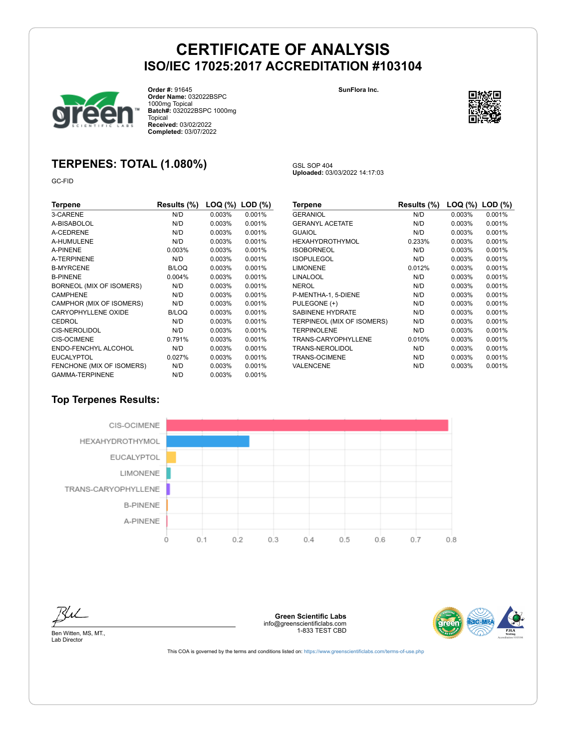# CERTIFICATE OF ANALYSIS
## ISO/IEC 17025:2017 ACCREDITATION #103104

**Order #:** 91645
**Order Name:** 032022BSPC 1000mg Topical
**Batch#:** 032022BSPC 1000mg Topical
**Received:** 03/02/2022
**Completed:** 03/07/2022

**SunFlora Inc.**

## TERPENES: TOTAL (1.080%)

GC-FID

GSL SOP 404
**Uploaded:** 03/03/2022 14:17:03

| Terpene | Results (%) | LOQ (%) | LOD (%) |
|---|---|---|---|
| 3-CARENE | N/D | 0.003% | 0.001% |
| A-BISABOLOL | N/D | 0.003% | 0.001% |
| A-CEDRENE | N/D | 0.003% | 0.001% |
| A-HUMULENE | N/D | 0.003% | 0.001% |
| A-PINENE | 0.003% | 0.003% | 0.001% |
| A-TERPINENE | N/D | 0.003% | 0.001% |
| B-MYRCENE | B/LOQ | 0.003% | 0.001% |
| B-PINENE | 0.004% | 0.003% | 0.001% |
| BORNEOL (MIX OF ISOMERS) | N/D | 0.003% | 0.001% |
| CAMPHENE | N/D | 0.003% | 0.001% |
| CAMPHOR (MIX OF ISOMERS) | N/D | 0.003% | 0.001% |
| CARYOPHYLLENE OXIDE | B/LOQ | 0.003% | 0.001% |
| CEDROL | N/D | 0.003% | 0.001% |
| CIS-NEROLIDOL | N/D | 0.003% | 0.001% |
| CIS-OCIMENE | 0.791% | 0.003% | 0.001% |
| ENDO-FENCHYL ALCOHOL | N/D | 0.003% | 0.001% |
| EUCALYPTOL | 0.027% | 0.003% | 0.001% |
| FENCHONE (MIX OF ISOMERS) | N/D | 0.003% | 0.001% |
| GAMMA-TERPINENE | N/D | 0.003% | 0.001% |
| GERANIOL | N/D | 0.003% | 0.001% |
| GERANYL ACETATE | N/D | 0.003% | 0.001% |
| GUAIOL | N/D | 0.003% | 0.001% |
| HEXAHYDROTHYMOL | 0.233% | 0.003% | 0.001% |
| ISOBORNEOL | N/D | 0.003% | 0.001% |
| ISOPULEGOL | N/D | 0.003% | 0.001% |
| LIMONENE | 0.012% | 0.003% | 0.001% |
| LINALOOL | N/D | 0.003% | 0.001% |
| NEROL | N/D | 0.003% | 0.001% |
| P-MENTHA-1, 5-DIENE | N/D | 0.003% | 0.001% |
| PULEGONE (+) | N/D | 0.003% | 0.001% |
| SABINENE HYDRATE | N/D | 0.003% | 0.001% |
| TERPINEOL (MIX OF ISOMERS) | N/D | 0.003% | 0.001% |
| TERPINOLENE | N/D | 0.003% | 0.001% |
| TRANS-CARYOPHYLLENE | 0.010% | 0.003% | 0.001% |
| TRANS-NEROLIDOL | N/D | 0.003% | 0.001% |
| TRANS-OCIMENE | N/D | 0.003% | 0.001% |
| VALENCENE | N/D | 0.003% | 0.001% |

### Top Terpenes Results:

| Terpene | Result (%) |
|---|---|
| CIS-OCIMENE | 0.791 |
| HEXAHYDROTHYMOL | 0.233 |
| EUCALYPTOL | 0.027 |
| LIMONENE | 0.012 |
| TRANS-CARYOPHYLLENE | 0.010 |
| B-PINENE | 0.004 |
| A-PINENE | 0.003 |

Ben Witten, MS, MT.,
Lab Director

**Green Scientific Labs**
info@greenscientificlabs.com
1-833 TEST CBD

This COA is governed by the terms and conditions listed on: https://www.greenscientificlabs.com/terms-of-use.php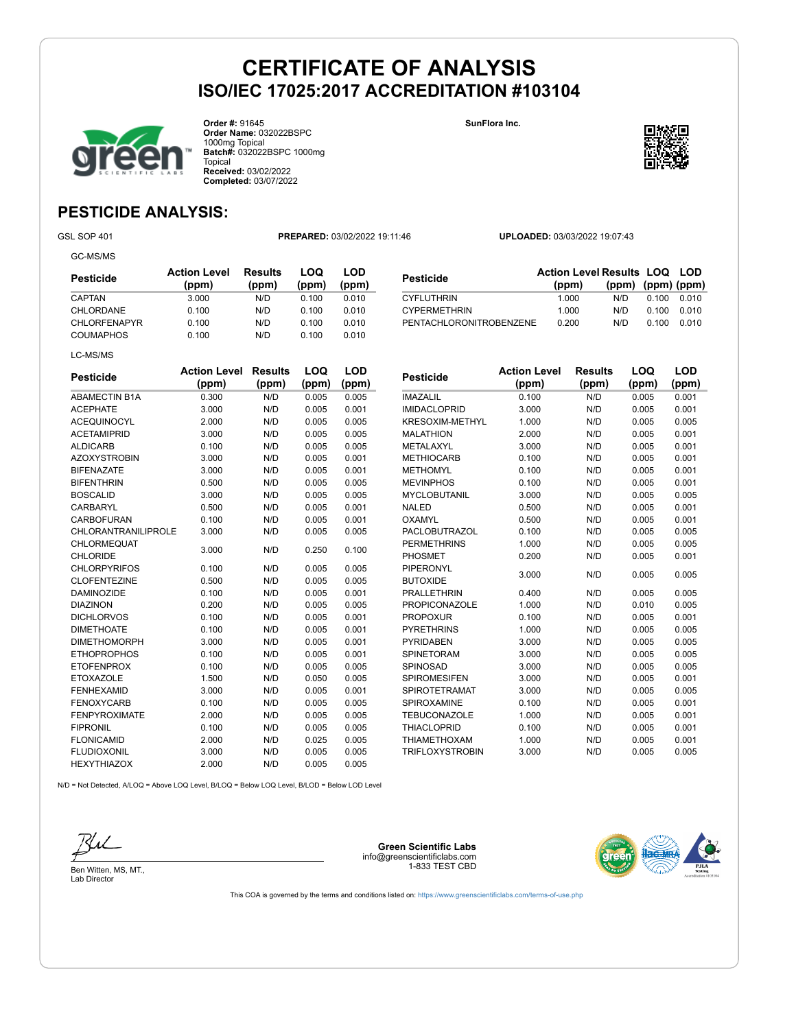# CERTIFICATE OF ANALYSIS
## ISO/IEC 17025:2017 ACCREDITATION #103104

**Order #:** 91645
**Order Name:** 032022BSPC 1000mg Topical
**Batch#:** 032022BSPC 1000mg Topical
**Received:** 03/02/2022
**Completed:** 03/07/2022

SunFlora Inc.

## PESTICIDE ANALYSIS:

GSL SOP 401 **PREPARED:** 03/02/2022 19:11:46 **UPLOADED:** 03/03/2022 19:07:43

GC-MS/MS

| Pesticide | Action Level (ppm) | Results (ppm) | LOQ (ppm) | LOD (ppm) |
|---|---|---|---|---|
| CAPTAN | 3.000 | N/D | 0.100 | 0.010 |
| CHLORDANE | 0.100 | N/D | 0.100 | 0.010 |
| CHLORFENAPYR | 0.100 | N/D | 0.100 | 0.010 |
| COUMAPHOS | 0.100 | N/D | 0.100 | 0.010 |
| CYFLUTHRIN | 1.000 | N/D | 0.100 | 0.010 |
| CYPERMETHRIN | 1.000 | N/D | 0.100 | 0.010 |
| PENTACHLORONITROBENZENE | 0.200 | N/D | 0.100 | 0.010 |

LC-MS/MS

| Pesticide | Action Level (ppm) | Results (ppm) | LOQ (ppm) | LOD (ppm) |
|---|---|---|---|---|
| ABAMECTIN B1A | 0.300 | N/D | 0.005 | 0.005 |
| ACEPHATE | 3.000 | N/D | 0.005 | 0.001 |
| ACEQUINOCYL | 2.000 | N/D | 0.005 | 0.005 |
| ACETAMIPRID | 3.000 | N/D | 0.005 | 0.005 |
| ALDICARB | 0.100 | N/D | 0.005 | 0.005 |
| AZOXYSTROBIN | 3.000 | N/D | 0.005 | 0.001 |
| BIFENAZATE | 3.000 | N/D | 0.005 | 0.001 |
| BIFENTHRIN | 0.500 | N/D | 0.005 | 0.005 |
| BOSCALID | 3.000 | N/D | 0.005 | 0.005 |
| CARBARYL | 0.500 | N/D | 0.005 | 0.001 |
| CARBOFURAN | 0.100 | N/D | 0.005 | 0.001 |
| CHLORANTRANILIPROLE | 3.000 | N/D | 0.005 | 0.005 |
| CHLORMEQUAT CHLORIDE | 3.000 | N/D | 0.250 | 0.100 |
| CHLORPYRIFOS | 0.100 | N/D | 0.005 | 0.005 |
| CLOFENTEZINE | 0.500 | N/D | 0.005 | 0.005 |
| DAMINOZIDE | 0.100 | N/D | 0.005 | 0.001 |
| DIAZINON | 0.200 | N/D | 0.005 | 0.005 |
| DICHLORVOS | 0.100 | N/D | 0.005 | 0.001 |
| DIMETHOATE | 0.100 | N/D | 0.005 | 0.001 |
| DIMETHOMORPH | 3.000 | N/D | 0.005 | 0.001 |
| ETHOPROPHOS | 0.100 | N/D | 0.005 | 0.001 |
| ETOFENPROX | 0.100 | N/D | 0.005 | 0.005 |
| ETOXAZOLE | 1.500 | N/D | 0.050 | 0.005 |
| FENHEXAMID | 3.000 | N/D | 0.005 | 0.001 |
| FENOXYCARB | 0.100 | N/D | 0.005 | 0.005 |
| FENPYROXIMATE | 2.000 | N/D | 0.005 | 0.005 |
| FIPRONIL | 0.100 | N/D | 0.005 | 0.005 |
| FLONICAMID | 2.000 | N/D | 0.025 | 0.005 |
| FLUDIOXONIL | 3.000 | N/D | 0.005 | 0.005 |
| HEXYTHIAZOX | 2.000 | N/D | 0.005 | 0.005 |
| IMAZALIL | 0.100 | N/D | 0.005 | 0.001 |
| IMIDACLOPRID | 3.000 | N/D | 0.005 | 0.001 |
| KRESOXIM-METHYL | 1.000 | N/D | 0.005 | 0.005 |
| MALATHION | 2.000 | N/D | 0.005 | 0.001 |
| METALAXYL | 3.000 | N/D | 0.005 | 0.001 |
| METHIOCARB | 0.100 | N/D | 0.005 | 0.001 |
| METHOMYL | 0.100 | N/D | 0.005 | 0.001 |
| MEVINPHOS | 0.100 | N/D | 0.005 | 0.001 |
| MYCLOBUTANIL | 3.000 | N/D | 0.005 | 0.005 |
| NALED | 0.500 | N/D | 0.005 | 0.001 |
| OXAMYL | 0.500 | N/D | 0.005 | 0.001 |
| PACLOBUTRAZOL | 0.100 | N/D | 0.005 | 0.005 |
| PERMETHRINS | 1.000 | N/D | 0.005 | 0.005 |
| PHOSMET | 0.200 | N/D | 0.005 | 0.001 |
| PIPERONYL BUTOXIDE | 3.000 | N/D | 0.005 | 0.005 |
| PRALLETHRIN | 0.400 | N/D | 0.005 | 0.005 |
| PROPICONAZOLE | 1.000 | N/D | 0.010 | 0.005 |
| PROPOXUR | 0.100 | N/D | 0.005 | 0.001 |
| PYRETHRINS | 1.000 | N/D | 0.005 | 0.005 |
| PYRIDABEN | 3.000 | N/D | 0.005 | 0.005 |
| SPINETORAM | 3.000 | N/D | 0.005 | 0.005 |
| SPINOSAD | 3.000 | N/D | 0.005 | 0.005 |
| SPIROMESIFEN | 3.000 | N/D | 0.005 | 0.001 |
| SPIROTETRAMAT | 3.000 | N/D | 0.005 | 0.005 |
| SPIROXAMINE | 0.100 | N/D | 0.005 | 0.001 |
| TEBUCONAZOLE | 1.000 | N/D | 0.005 | 0.001 |
| THIACLOPRID | 0.100 | N/D | 0.005 | 0.001 |
| THIAMETHOXAM | 1.000 | N/D | 0.005 | 0.001 |
| TRIFLOXYSTROBIN | 3.000 | N/D | 0.005 | 0.005 |

N/D = Not Detected, A/LOQ = Above LOQ Level, B/LOQ = Below LOQ Level, B/LOD = Below LOD Level

Ben Witten, MS, MT.,
Lab Director

**Green Scientific Labs**
info@greenscientificlabs.com
1-833 TEST CBD

This COA is governed by the terms and conditions listed on: https://www.greenscientificlabs.com/terms-of-use.php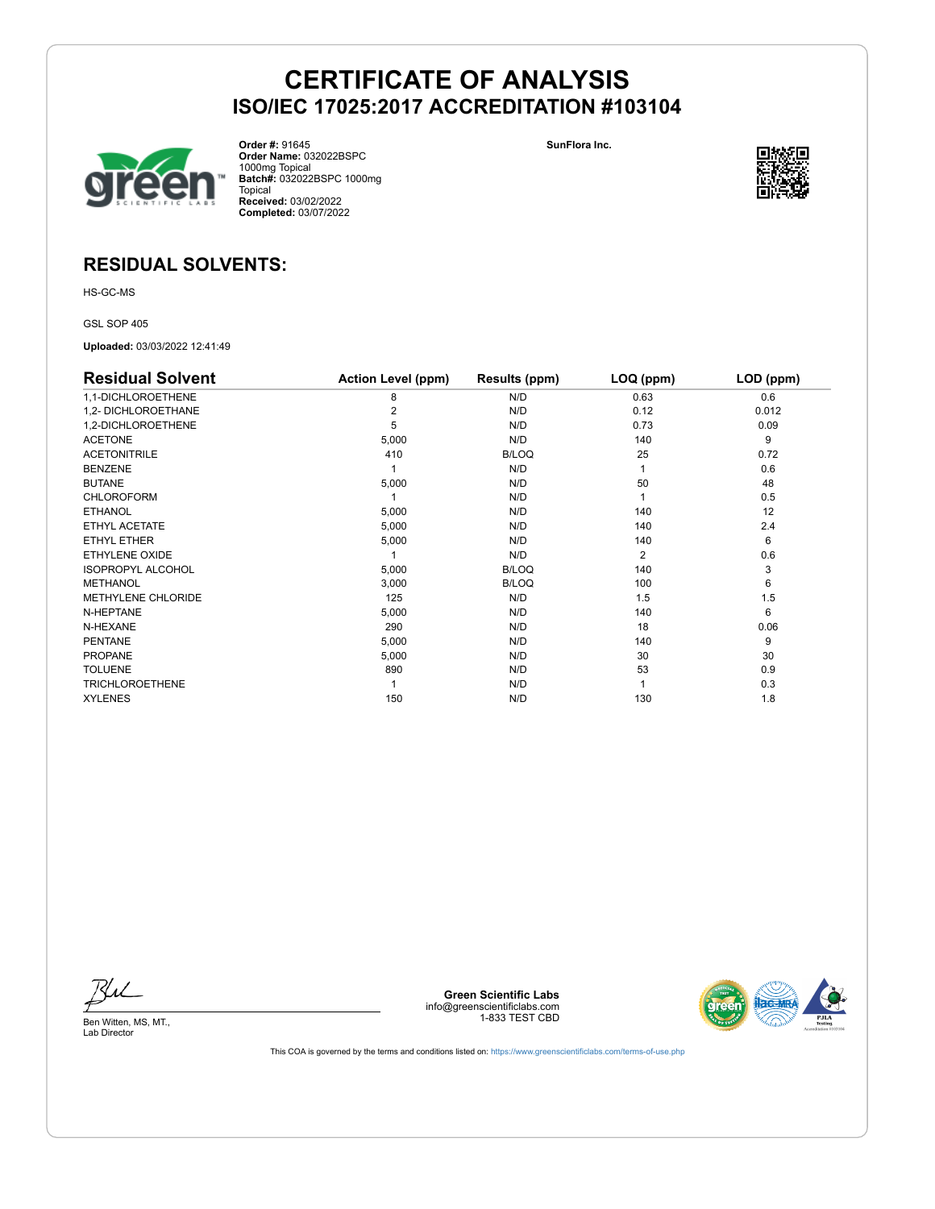# CERTIFICATE OF ANALYSIS

## ISO/IEC 17025:2017 ACCREDITATION #103104

**Order #:** 91645
**Order Name:** 032022BSPC 1000mg Topical
**Batch#:** 032022BSPC 1000mg Topical
**Received:** 03/02/2022
**Completed:** 03/07/2022

**SunFlora Inc.**

## RESIDUAL SOLVENTS:

HS-GC-MS

GSL SOP 405

**Uploaded:** 03/03/2022 12:41:49

| Residual Solvent | Action Level (ppm) | Results (ppm) | LOQ (ppm) | LOD (ppm) |
|---|---|---|---|---|
| 1,1-DICHLOROETHENE | 8 | N/D | 0.63 | 0.6 |
| 1,2- DICHLOROETHANE | 2 | N/D | 0.12 | 0.012 |
| 1,2-DICHLOROETHENE | 5 | N/D | 0.73 | 0.09 |
| ACETONE | 5,000 | N/D | 140 | 9 |
| ACETONITRILE | 410 | B/LOQ | 25 | 0.72 |
| BENZENE | 1 | N/D | 1 | 0.6 |
| BUTANE | 5,000 | N/D | 50 | 48 |
| CHLOROFORM | 1 | N/D | 1 | 0.5 |
| ETHANOL | 5,000 | N/D | 140 | 12 |
| ETHYL ACETATE | 5,000 | N/D | 140 | 2.4 |
| ETHYL ETHER | 5,000 | N/D | 140 | 6 |
| ETHYLENE OXIDE | 1 | N/D | 2 | 0.6 |
| ISOPROPYL ALCOHOL | 5,000 | B/LOQ | 140 | 3 |
| METHANOL | 3,000 | B/LOQ | 100 | 6 |
| METHYLENE CHLORIDE | 125 | N/D | 1.5 | 1.5 |
| N-HEPTANE | 5,000 | N/D | 140 | 6 |
| N-HEXANE | 290 | N/D | 18 | 0.06 |
| PENTANE | 5,000 | N/D | 140 | 9 |
| PROPANE | 5,000 | N/D | 30 | 30 |
| TOLUENE | 890 | N/D | 53 | 0.9 |
| TRICHLOROETHENE | 1 | N/D | 1 | 0.3 |
| XYLENES | 150 | N/D | 130 | 1.8 |

Ben Witten, MS, MT.,
Lab Director

**Green Scientific Labs**
info@greenscientificlabs.com
1-833 TEST CBD

This COA is governed by the terms and conditions listed on: https://www.greenscientificlabs.com/terms-of-use.php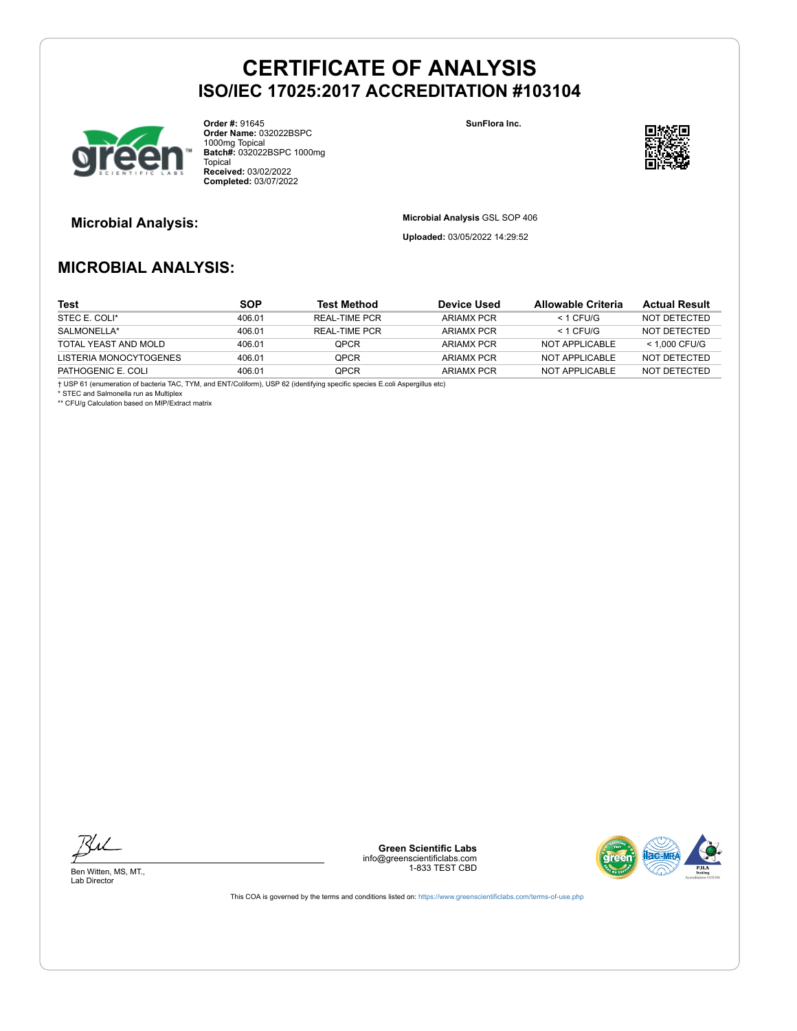# CERTIFICATE OF ANALYSIS
## ISO/IEC 17025:2017 ACCREDITATION #103104

**Order #:** 91645
**Order Name:** 032022BSPC 1000mg Topical
**Batch#:** 032022BSPC 1000mg Topical
**Received:** 03/02/2022
**Completed:** 03/07/2022

**SunFlora Inc.**

### Microbial Analysis:

**Microbial Analysis** GSL SOP 406

**Uploaded:** 03/05/2022 14:29:52

## MICROBIAL ANALYSIS:

| Test | SOP | Test Method | Device Used | Allowable Criteria | Actual Result |
|---|---|---|---|---|---|
| STEC E. COLI* | 406.01 | REAL-TIME PCR | ARIAMX PCR | < 1 CFU/G | NOT DETECTED |
| SALMONELLA* | 406.01 | REAL-TIME PCR | ARIAMX PCR | < 1 CFU/G | NOT DETECTED |
| TOTAL YEAST AND MOLD | 406.01 | QPCR | ARIAMX PCR | NOT APPLICABLE | < 1,000 CFU/G |
| LISTERIA MONOCYTOGENES | 406.01 | QPCR | ARIAMX PCR | NOT APPLICABLE | NOT DETECTED |
| PATHOGENIC E. COLI | 406.01 | QPCR | ARIAMX PCR | NOT APPLICABLE | NOT DETECTED |

† USP 61 (enumeration of bacteria TAC, TYM, and ENT/Coliform), USP 62 (identifying specific species E.coli Aspergillus etc)
* STEC and Salmonella run as Multiplex
** CFU/g Calculation based on MIP/Extract matrix

Ben Witten, MS, MT.,
Lab Director

**Green Scientific Labs**
info@greenscientificlabs.com
1-833 TEST CBD

This COA is governed by the terms and conditions listed on: https://www.greenscientificlabs.com/terms-of-use.php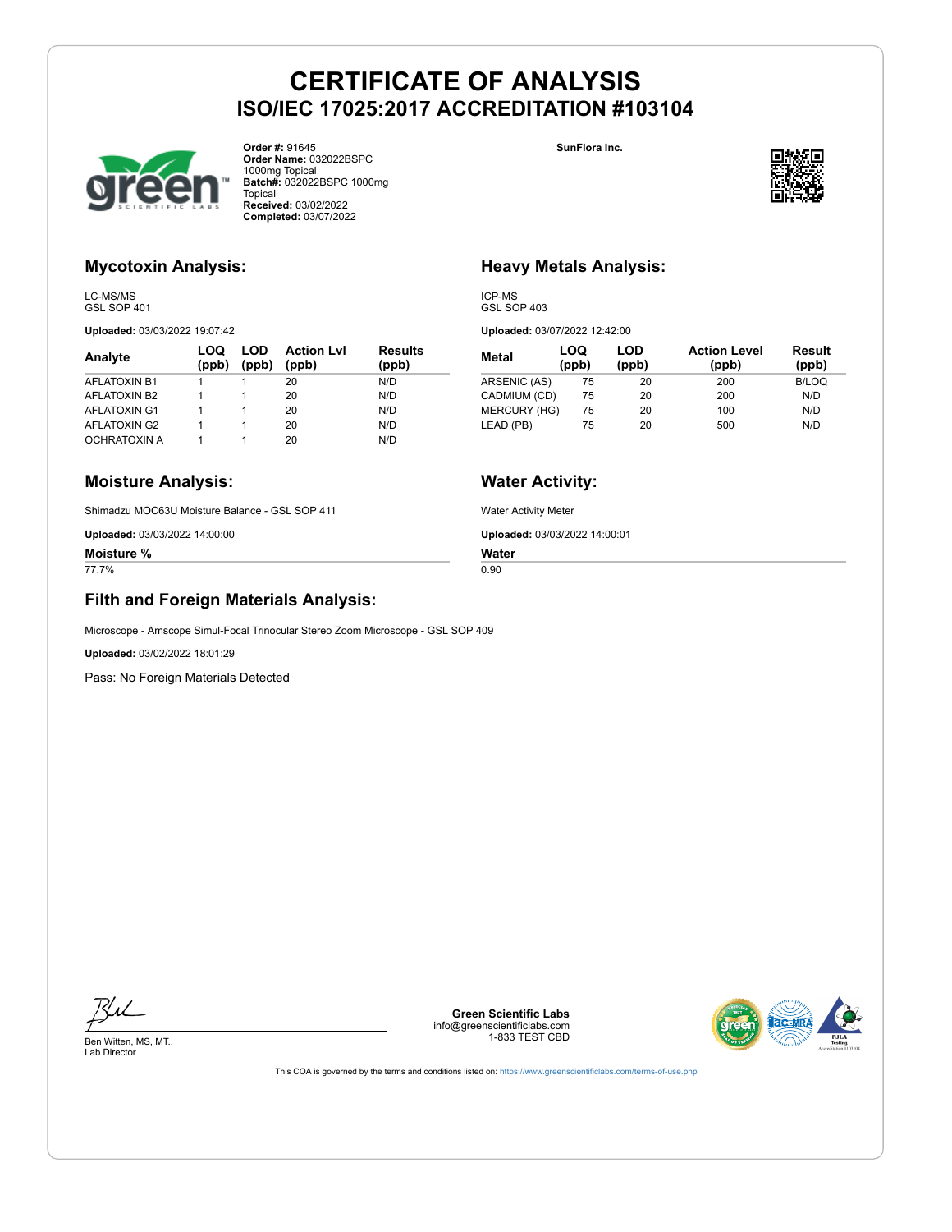# CERTIFICATE OF ANALYSIS
## ISO/IEC 17025:2017 ACCREDITATION #103104

**Order #:** 91645
**Order Name:** 032022BSPC 1000mg Topical
**Batch#:** 032022BSPC 1000mg Topical
**Received:** 03/02/2022
**Completed:** 03/07/2022

SunFlora Inc.

## Mycotoxin Analysis:

LC-MS/MS
GSL SOP 401

**Uploaded:** 03/03/2022 19:07:42

| Analyte | LOQ (ppb) | LOD (ppb) | Action Lvl (ppb) | Results (ppb) |
|---|---|---|---|---|
| AFLATOXIN B1 | 1 | 1 | 20 | N/D |
| AFLATOXIN B2 | 1 | 1 | 20 | N/D |
| AFLATOXIN G1 | 1 | 1 | 20 | N/D |
| AFLATOXIN G2 | 1 | 1 | 20 | N/D |
| OCHRATOXIN A | 1 | 1 | 20 | N/D |

## Heavy Metals Analysis:

ICP-MS
GSL SOP 403

**Uploaded:** 03/07/2022 12:42:00

| Metal | LOQ (ppb) | LOD (ppb) | Action Level (ppb) | Result (ppb) |
|---|---|---|---|---|
| ARSENIC (AS) | 75 | 20 | 200 | B/LOQ |
| CADMIUM (CD) | 75 | 20 | 200 | N/D |
| MERCURY (HG) | 75 | 20 | 100 | N/D |
| LEAD (PB) | 75 | 20 | 500 | N/D |

## Moisture Analysis:

Shimadzu MOC63U Moisture Balance - GSL SOP 411

**Uploaded:** 03/03/2022 14:00:00

| Moisture % |
|---|
| 77.7% |

## Water Activity:

Water Activity Meter

**Uploaded:** 03/03/2022 14:00:01

| Water |
|---|
| 0.90 |

## Filth and Foreign Materials Analysis:

Microscope - Amscope Simul-Focal Trinocular Stereo Zoom Microscope - GSL SOP 409

**Uploaded:** 03/02/2022 18:01:29

Pass: No Foreign Materials Detected

Ben Witten, MS, MT.,
Lab Director

**Green Scientific Labs**
info@greenscientificlabs.com
1-833 TEST CBD

This COA is governed by the terms and conditions listed on: https://www.greenscientificlabs.com/terms-of-use.php